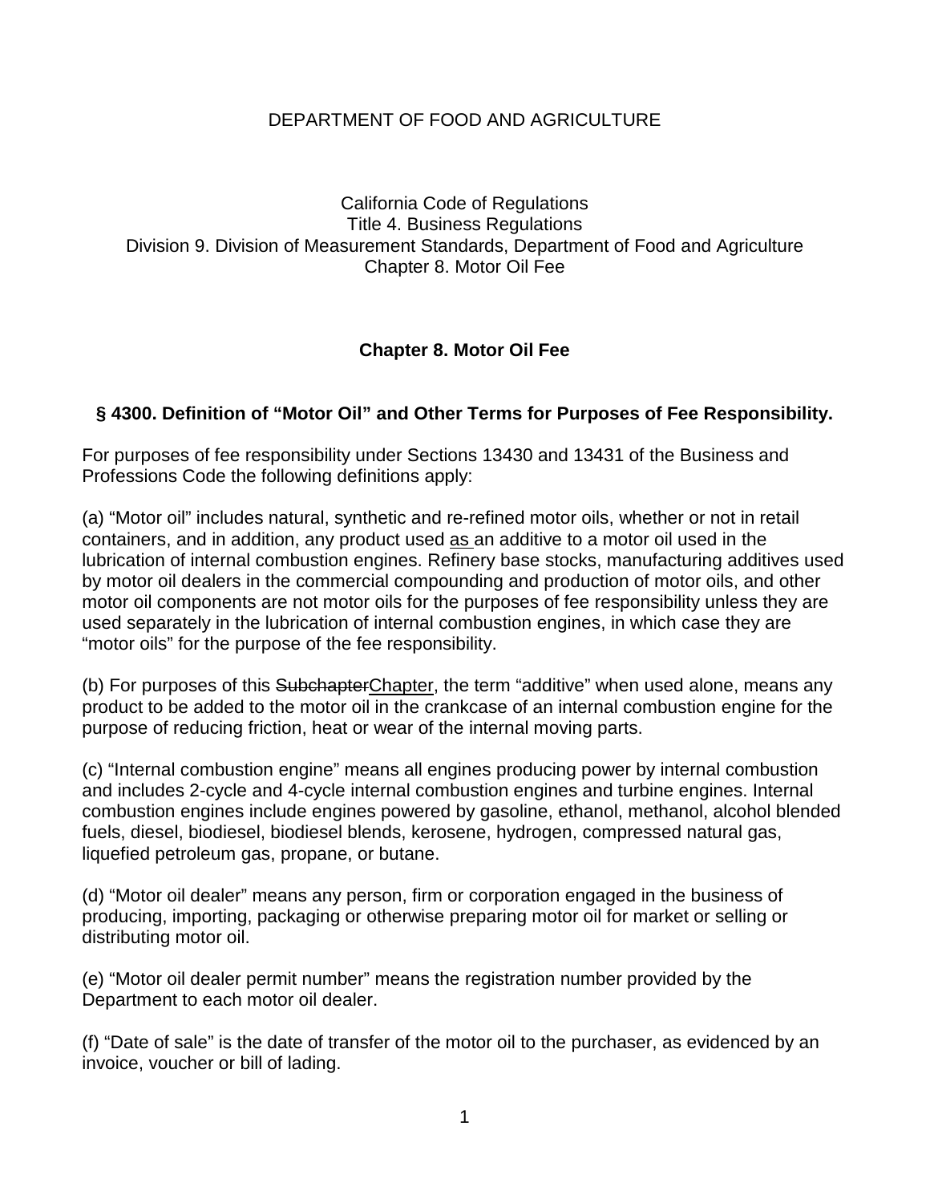DEPARTMENT OF FOOD AND AGRICULTURE

California Code of Regulations
Title 4. Business Regulations
Division 9. Division of Measurement Standards, Department of Food and Agriculture
Chapter 8. Motor Oil Fee

## Chapter 8. Motor Oil Fee

### § 4300. Definition of "Motor Oil" and Other Terms for Purposes of Fee Responsibility.

For purposes of fee responsibility under Sections 13430 and 13431 of the Business and Professions Code the following definitions apply:

(a) "Motor oil" includes natural, synthetic and re-refined motor oils, whether or not in retail containers, and in addition, any product used <u>as </u>an additive to a motor oil used in the lubrication of internal combustion engines. Refinery base stocks, manufacturing additives used by motor oil dealers in the commercial compounding and production of motor oils, and other motor oil components are not motor oils for the purposes of fee responsibility unless they are used separately in the lubrication of internal combustion engines, in which case they are "motor oils" for the purpose of the fee responsibility.

(b) For purposes of this ~~Subchapter~~<u>Chapter</u>, the term "additive" when used alone, means any product to be added to the motor oil in the crankcase of an internal combustion engine for the purpose of reducing friction, heat or wear of the internal moving parts.

(c) "Internal combustion engine" means all engines producing power by internal combustion and includes 2-cycle and 4-cycle internal combustion engines and turbine engines. Internal combustion engines include engines powered by gasoline, ethanol, methanol, alcohol blended fuels, diesel, biodiesel, biodiesel blends, kerosene, hydrogen, compressed natural gas, liquefied petroleum gas, propane, or butane.

(d) "Motor oil dealer" means any person, firm or corporation engaged in the business of producing, importing, packaging or otherwise preparing motor oil for market or selling or distributing motor oil.

(e) "Motor oil dealer permit number" means the registration number provided by the Department to each motor oil dealer.

(f) "Date of sale" is the date of transfer of the motor oil to the purchaser, as evidenced by an invoice, voucher or bill of lading.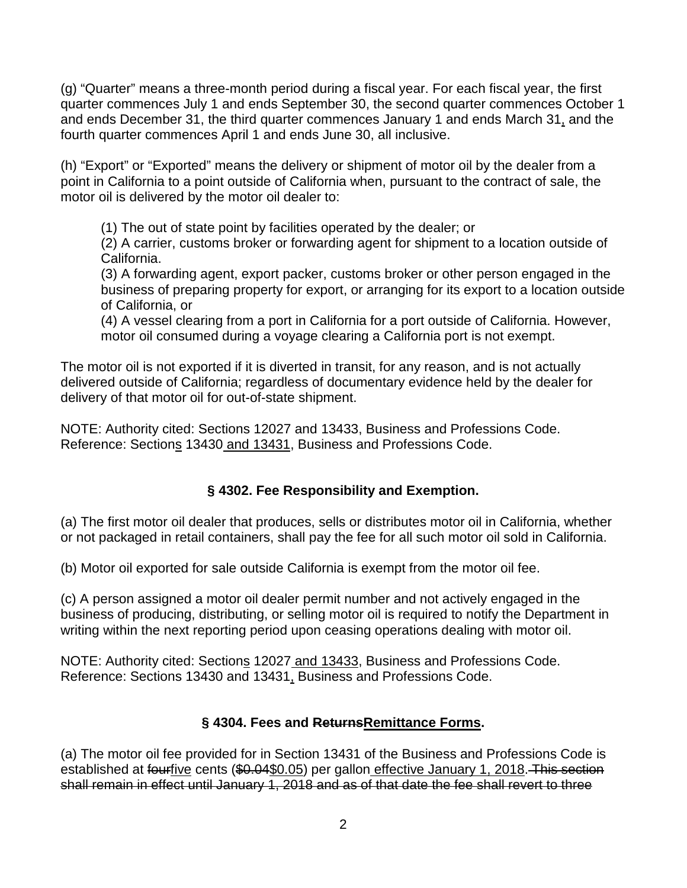(g) “Quarter” means a three-month period during a fiscal year. For each fiscal year, the first quarter commences July 1 and ends September 30, the second quarter commences October 1 and ends December 31, the third quarter commences January 1 and ends March 31<u>,</u> and the fourth quarter commences April 1 and ends June 30, all inclusive.

(h) “Export” or “Exported” means the delivery or shipment of motor oil by the dealer from a point in California to a point outside of California when, pursuant to the contract of sale, the motor oil is delivered by the motor oil dealer to:

> (1) The out of state point by facilities operated by the dealer; or
> (2) A carrier, customs broker or forwarding agent for shipment to a location outside of California.
> (3) A forwarding agent, export packer, customs broker or other person engaged in the business of preparing property for export, or arranging for its export to a location outside of California, or
> (4) A vessel clearing from a port in California for a port outside of California. However, motor oil consumed during a voyage clearing a California port is not exempt.

The motor oil is not exported if it is diverted in transit, for any reason, and is not actually delivered outside of California; regardless of documentary evidence held by the dealer for delivery of that motor oil for out-of-state shipment.

NOTE: Authority cited: Sections 12027 and 13433, Business and Professions Code. Reference: Section<u>s</u> 13430<u> and 13431</u>, Business and Professions Code.

### § 4302. Fee Responsibility and Exemption.

(a) The first motor oil dealer that produces, sells or distributes motor oil in California, whether or not packaged in retail containers, shall pay the fee for all such motor oil sold in California.

(b) Motor oil exported for sale outside California is exempt from the motor oil fee.

(c) A person assigned a motor oil dealer permit number and not actively engaged in the business of producing, distributing, or selling motor oil is required to notify the Department in writing within the next reporting period upon ceasing operations dealing with motor oil.

NOTE: Authority cited: Section<u>s</u> 12027<u> and 13433</u>, Business and Professions Code. Reference: Sections 13430 and 13431<u>,</u> Business and Professions Code.

### § 4304. Fees and ~~Returns~~<u>Remittance Forms</u>.

(a) The motor oil fee provided for in Section 13431 of the Business and Professions Code is established at ~~four~~<u>five</u> cents (~~$0.04~~<u>$0.05</u>) per gallon<u> effective January 1, 2018</u>.~~ This section shall remain in effect until January 1, 2018 and as of that date the fee shall revert to three~~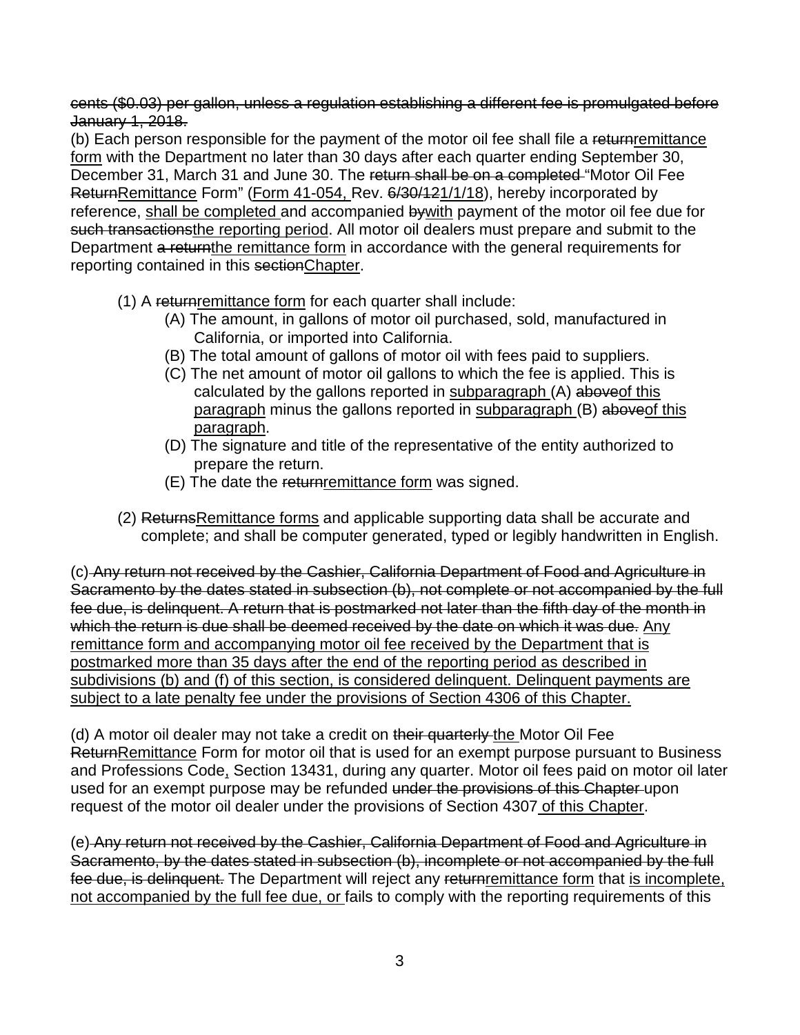~~cents ($0.03) per gallon, unless a regulation establishing a different fee is promulgated before January 1, 2018.~~

(b) Each person responsible for the payment of the motor oil fee shall file a ~~return~~<u>remittance form</u> with the Department no later than 30 days after each quarter ending September 30, December 31, March 31 and June 30. The ~~return shall be on a completed~~ "Motor Oil Fee ~~Return~~<u>Remittance</u> Form" (<u>Form 41-054,</u> Rev. ~~6/30/12~~<u>1/1/18</u>), hereby incorporated by reference, <u>shall be completed</u> and accompanied ~~by~~<u>with</u> payment of the motor oil fee due for ~~such transactions~~<u>the reporting period</u>. All motor oil dealers must prepare and submit to the Department ~~a return~~<u>the remittance form</u> in accordance with the general requirements for reporting contained in this ~~section~~<u>Chapter</u>.

(1) A ~~return~~<u>remittance form</u> for each quarter shall include:

  (A) The amount, in gallons of motor oil purchased, sold, manufactured in California, or imported into California.

  (B) The total amount of gallons of motor oil with fees paid to suppliers.

  (C) The net amount of motor oil gallons to which the fee is applied. This is calculated by the gallons reported in <u>subparagraph</u> (A) ~~above~~<u>of this paragraph</u> minus the gallons reported in <u>subparagraph</u> (B) ~~above~~<u>of this paragraph</u>.

  (D) The signature and title of the representative of the entity authorized to prepare the return.

  (E) The date the ~~return~~<u>remittance form</u> was signed.

(2) ~~Returns~~<u>Remittance forms</u> and applicable supporting data shall be accurate and complete; and shall be computer generated, typed or legibly handwritten in English.

(c) ~~Any return not received by the Cashier, California Department of Food and Agriculture in Sacramento by the dates stated in subsection (b), not complete or not accompanied by the full fee due, is delinquent. A return that is postmarked not later than the fifth day of the month in which the return is due shall be deemed received by the date on which it was due.~~ <u>Any remittance form and accompanying motor oil fee received by the Department that is postmarked more than 35 days after the end of the reporting period as described in subdivisions (b) and (f) of this section, is considered delinquent. Delinquent payments are subject to a late penalty fee under the provisions of Section 4306 of this Chapter.</u>

(d) A motor oil dealer may not take a credit on ~~their quarterly~~ <u>the</u> Motor Oil Fee ~~Return~~<u>Remittance</u> Form for motor oil that is used for an exempt purpose pursuant to Business and Professions Code<u>,</u> Section 13431, during any quarter. Motor oil fees paid on motor oil later used for an exempt purpose may be refunded ~~under the provisions of this Chapter~~ upon request of the motor oil dealer under the provisions of Section 4307 <u>of this Chapter</u>.

(e) ~~Any return not received by the Cashier, California Department of Food and Agriculture in Sacramento, by the dates stated in subsection (b), incomplete or not accompanied by the full fee due, is delinquent.~~ The Department will reject any ~~return~~<u>remittance form</u> that <u>is incomplete, not accompanied by the full fee due, or</u> fails to comply with the reporting requirements of this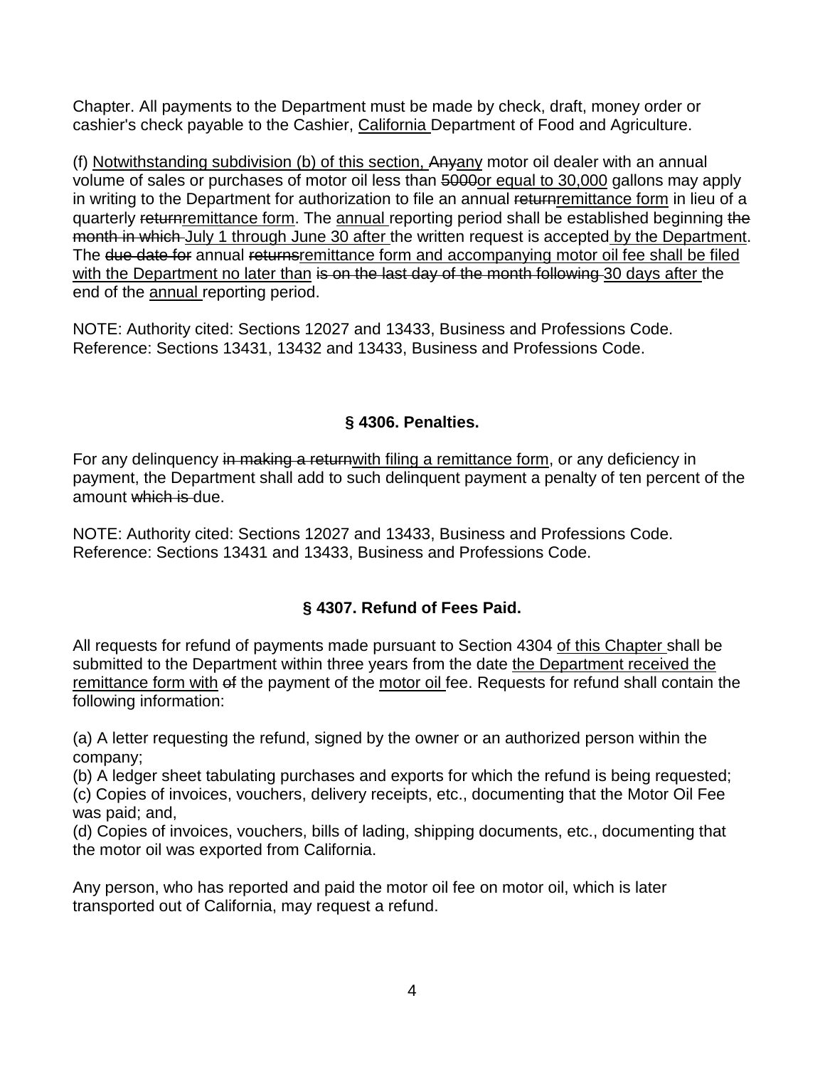Chapter. All payments to the Department must be made by check, draft, money order or cashier's check payable to the Cashier, <u>California</u> Department of Food and Agriculture.

(f) <u>Notwithstanding subdivision (b) of this section,</u> ~~Any~~<u>any</u> motor oil dealer with an annual volume of sales or purchases of motor oil less than ~~5000~~<u>or equal to 30,000</u> gallons may apply in writing to the Department for authorization to file an annual ~~return~~<u>remittance form</u> in lieu of a quarterly ~~return~~<u>remittance form</u>. The <u>annual</u> reporting period shall be established beginning ~~the month in which~~ <u>July 1 through June 30 after</u> the written request is accepted <u>by the Department</u>. The ~~due date for~~ annual ~~returns~~<u>remittance form and accompanying motor oil fee shall be filed with the Department no later than</u> ~~is on the last day of the month following~~ <u>30 days after</u> the end of the <u>annual</u> reporting period.

NOTE: Authority cited: Sections 12027 and 13433, Business and Professions Code. Reference: Sections 13431, 13432 and 13433, Business and Professions Code.

### § 4306. Penalties.

For any delinquency ~~in making a return~~<u>with filing a remittance form</u>, or any deficiency in payment, the Department shall add to such delinquent payment a penalty of ten percent of the amount ~~which is~~ due.

NOTE: Authority cited: Sections 12027 and 13433, Business and Professions Code. Reference: Sections 13431 and 13433, Business and Professions Code.

### § 4307. Refund of Fees Paid.

All requests for refund of payments made pursuant to Section 4304 <u>of this Chapter</u> shall be submitted to the Department within three years from the date <u>the Department received the remittance form with</u> ~~of~~ the payment of the <u>motor oil</u> fee. Requests for refund shall contain the following information:

(a) A letter requesting the refund, signed by the owner or an authorized person within the company;
(b) A ledger sheet tabulating purchases and exports for which the refund is being requested;
(c) Copies of invoices, vouchers, delivery receipts, etc., documenting that the Motor Oil Fee was paid; and,
(d) Copies of invoices, vouchers, bills of lading, shipping documents, etc., documenting that the motor oil was exported from California.

Any person, who has reported and paid the motor oil fee on motor oil, which is later transported out of California, may request a refund.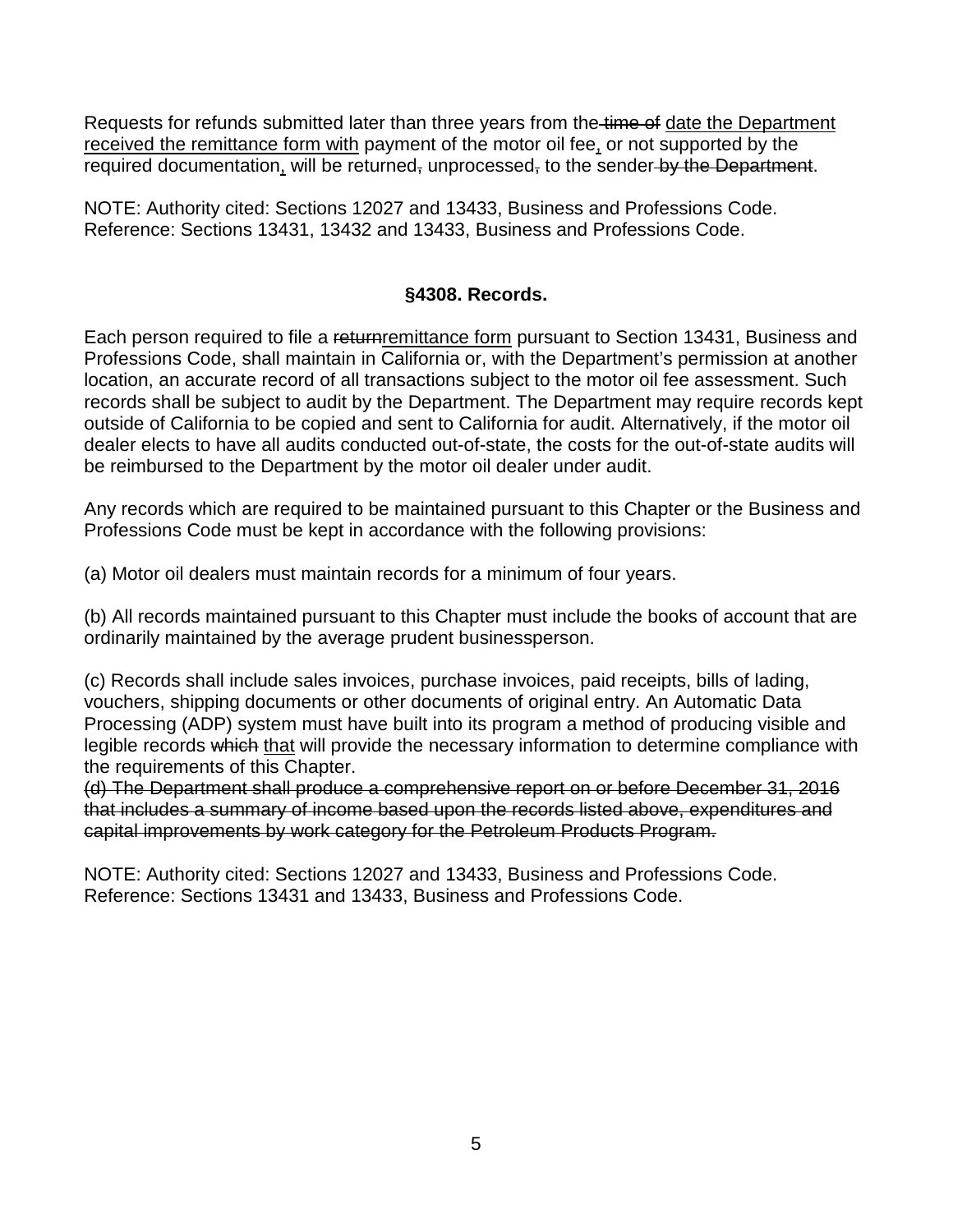Requests for refunds submitted later than three years from the ~~time of~~ <u>date the Department received the remittance form with</u> payment of the motor oil fee<u>,</u> or not supported by the required documentation<u>,</u> will be returned~~,~~ unprocessed~~,~~ to the sender ~~by the Department~~.

NOTE: Authority cited: Sections 12027 and 13433, Business and Professions Code. Reference: Sections 13431, 13432 and 13433, Business and Professions Code.

### §4308. Records.

Each person required to file a ~~return~~<u>remittance form</u> pursuant to Section 13431, Business and Professions Code, shall maintain in California or, with the Department's permission at another location, an accurate record of all transactions subject to the motor oil fee assessment. Such records shall be subject to audit by the Department. The Department may require records kept outside of California to be copied and sent to California for audit. Alternatively, if the motor oil dealer elects to have all audits conducted out-of-state, the costs for the out-of-state audits will be reimbursed to the Department by the motor oil dealer under audit.

Any records which are required to be maintained pursuant to this Chapter or the Business and Professions Code must be kept in accordance with the following provisions:

(a) Motor oil dealers must maintain records for a minimum of four years.

(b) All records maintained pursuant to this Chapter must include the books of account that are ordinarily maintained by the average prudent businessperson.

(c) Records shall include sales invoices, purchase invoices, paid receipts, bills of lading, vouchers, shipping documents or other documents of original entry. An Automatic Data Processing (ADP) system must have built into its program a method of producing visible and legible records ~~which~~ <u>that</u> will provide the necessary information to determine compliance with the requirements of this Chapter.

~~(d) The Department shall produce a comprehensive report on or before December 31, 2016 that includes a summary of income based upon the records listed above, expenditures and capital improvements by work category for the Petroleum Products Program.~~

NOTE: Authority cited: Sections 12027 and 13433, Business and Professions Code. Reference: Sections 13431 and 13433, Business and Professions Code.